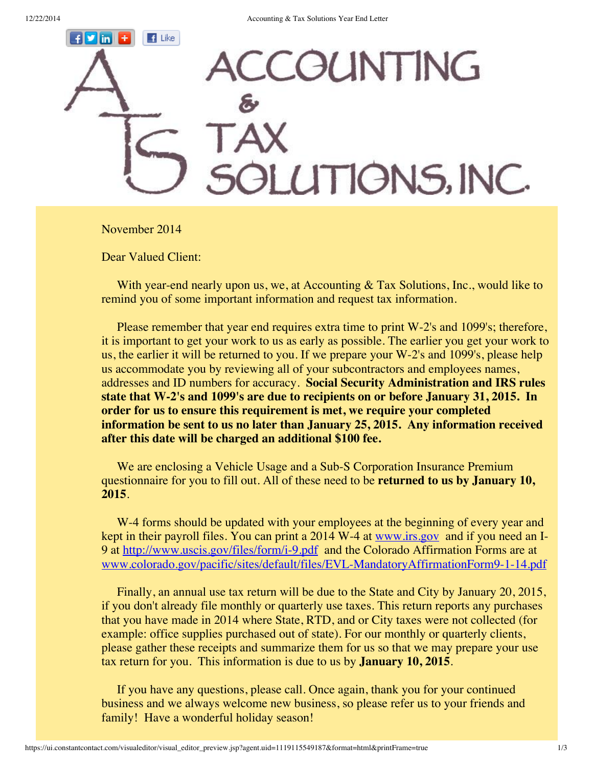# ACCOUNTING & TAX SOLUTIONS, INC.

November 2014

Dear Valued Client:

With year-end nearly upon us, we, at Accounting & Tax Solutions, Inc., would like to remind you of some important information and request tax information.

Please remember that year end requires extra time to print W-2's and 1099's; therefore, it is important to get your work to us as early as possible. The earlier you get your work to us, the earlier it will be returned to you. If we prepare your W-2's and 1099's, please help us accommodate you by reviewing all of your subcontractors and employees names, addresses and ID numbers for accuracy. **Social Security Administration and IRS rules state that W-2's and 1099's are due to recipients on or before January 31, 2015. In order for us to ensure this requirement is met, we require your completed information be sent to us no later than January 25, 2015. Any information received after this date will be charged an additional $100 fee.**

We are enclosing a Vehicle Usage and a Sub-S Corporation Insurance Premium questionnaire for you to fill out. All of these need to be **returned to us by January 10, 2015**.

W-4 forms should be updated with your employees at the beginning of every year and kept in their payroll files. You can print a 2014 W-4 at [www.irs.gov](www.irs.gov) and if you need an I-9 at [http://www.uscis.gov/files/form/i-9.pdf](http://www.uscis.gov/files/form/i-9.pdf) and the Colorado Affirmation Forms are at [www.colorado.gov/pacific/sites/default/files/EVL-MandatoryAffirmationForm9-1-14.pdf](www.colorado.gov/pacific/sites/default/files/EVL-MandatoryAffirmationForm9-1-14.pdf)

Finally, an annual use tax return will be due to the State and City by January 20, 2015, if you don't already file monthly or quarterly use taxes. This return reports any purchases that you have made in 2014 where State, RTD, and or City taxes were not collected (for example: office supplies purchased out of state). For our monthly or quarterly clients, please gather these receipts and summarize them for us so that we may prepare your use tax return for you. This information is due to us by **January 10, 2015**.

If you have any questions, please call. Once again, thank you for your continued business and we always welcome new business, so please refer us to your friends and family! Have a wonderful holiday season!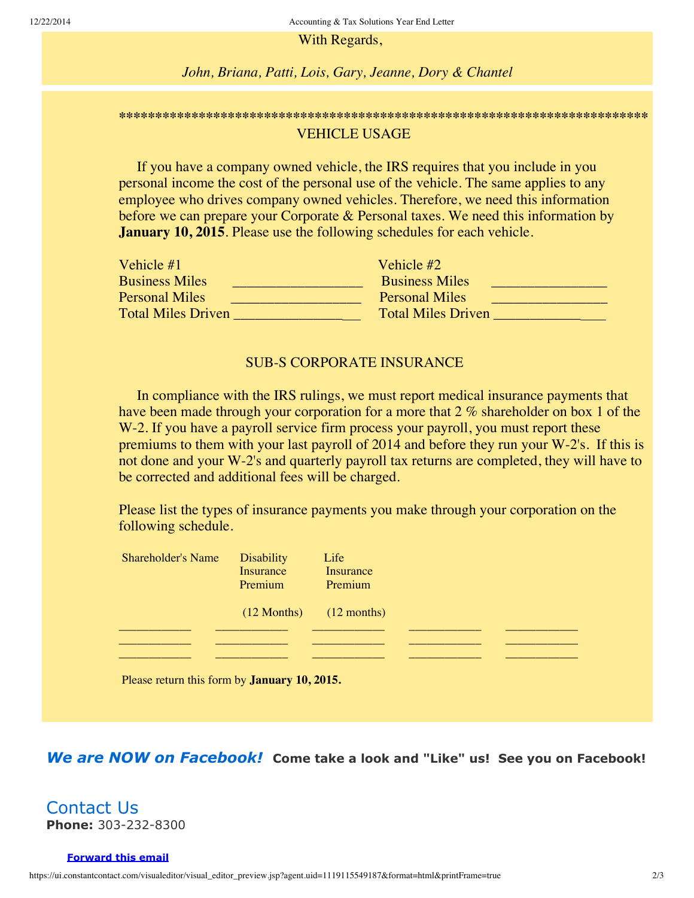With Regards,

*John, Briana, Patti, Lois, Gary, Jeanne, Dory & Chantel*

**************************************************************************

## VEHICLE USAGE

If you have a company owned vehicle, the IRS requires that you include in you personal income the cost of the personal use of the vehicle. The same applies to any employee who drives company owned vehicles. Therefore, we need this information before we can prepare your Corporate & Personal taxes. We need this information by **January 10, 2015**. Please use the following schedules for each vehicle.

| Vehicle #1 | | Vehicle #2 | |
|---|---|---|---|
| Business Miles | _________________ | Business Miles | _______________ |
| Personal Miles | _________________ | Personal Miles | _______________ |
| Total Miles Driven | _________________ | Total Miles Driven | _______________ |

## SUB-S CORPORATE INSURANCE

In compliance with the IRS rulings, we must report medical insurance payments that have been made through your corporation for a more that 2 % shareholder on box 1 of the W-2. If you have a payroll service firm process your payroll, you must report these premiums to them with your last payroll of 2014 and before they run your W-2's. If this is not done and your W-2's and quarterly payroll tax returns are completed, they will have to be corrected and additional fees will be charged.

Please list the types of insurance payments you make through your corporation on the following schedule.

| Shareholder's Name | Disability Insurance Premium (12 Months) | Life Insurance Premium (12 months) | | |
|---|---|---|---|---|
| ___________ | ___________ | ___________ | ___________ | ___________ |
| ___________ | ___________ | ___________ | ___________ | ___________ |
| ___________ | ___________ | ___________ | ___________ | ___________ |

Please return this form by **January 10, 2015.**

***We are NOW on Facebook!*** **Come take a look and "Like" us! See you on Facebook!**

## Contact Us

**Phone:** 303-232-8300

**Forward this email**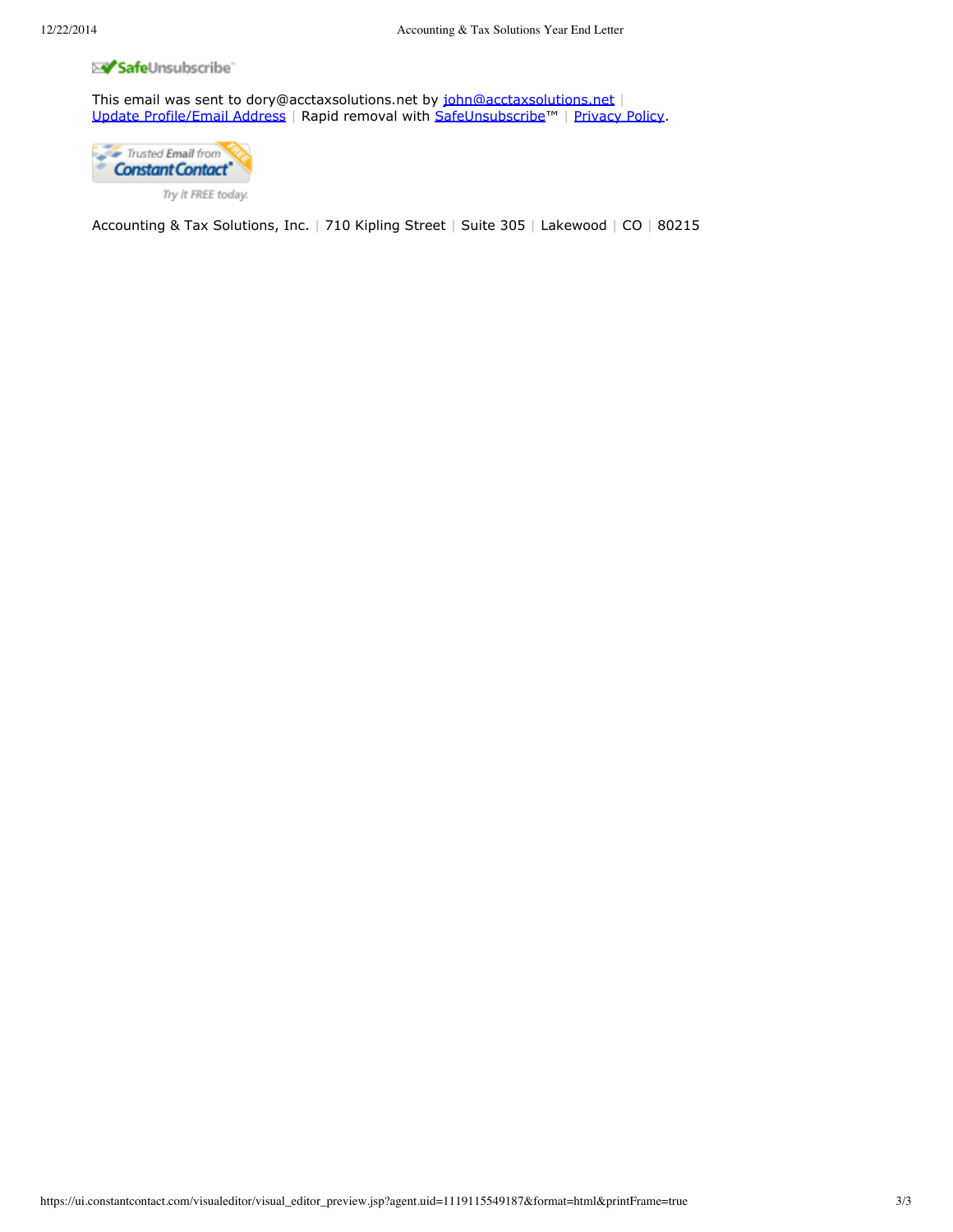SafeUnsubscribe™

This email was sent to dory@acctaxsolutions.net by john@acctaxsolutions.net | Update Profile/Email Address | Rapid removal with SafeUnsubscribe™ | Privacy Policy.

Trusted Email from Constant Contact® FREE

Try it FREE today.

Accounting & Tax Solutions, Inc. | 710 Kipling Street | Suite 305 | Lakewood | CO | 80215